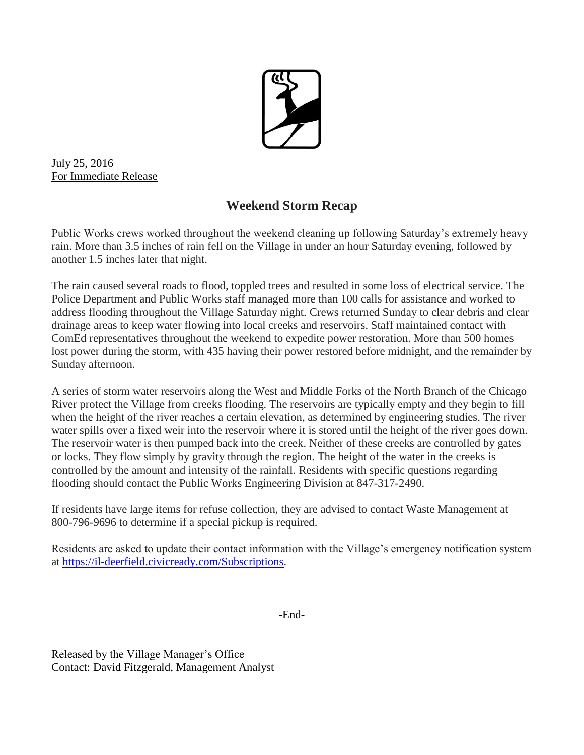July 25, 2016
For Immediate Release

# Weekend Storm Recap

Public Works crews worked throughout the weekend cleaning up following Saturday's extremely heavy rain. More than 3.5 inches of rain fell on the Village in under an hour Saturday evening, followed by another 1.5 inches later that night.

The rain caused several roads to flood, toppled trees and resulted in some loss of electrical service. The Police Department and Public Works staff managed more than 100 calls for assistance and worked to address flooding throughout the Village Saturday night. Crews returned Sunday to clear debris and clear drainage areas to keep water flowing into local creeks and reservoirs. Staff maintained contact with ComEd representatives throughout the weekend to expedite power restoration. More than 500 homes lost power during the storm, with 435 having their power restored before midnight, and the remainder by Sunday afternoon.

A series of storm water reservoirs along the West and Middle Forks of the North Branch of the Chicago River protect the Village from creeks flooding. The reservoirs are typically empty and they begin to fill when the height of the river reaches a certain elevation, as determined by engineering studies. The river water spills over a fixed weir into the reservoir where it is stored until the height of the river goes down. The reservoir water is then pumped back into the creek. Neither of these creeks are controlled by gates or locks. They flow simply by gravity through the region. The height of the water in the creeks is controlled by the amount and intensity of the rainfall. Residents with specific questions regarding flooding should contact the Public Works Engineering Division at 847-317-2490.

If residents have large items for refuse collection, they are advised to contact Waste Management at 800-796-9696 to determine if a special pickup is required.

Residents are asked to update their contact information with the Village's emergency notification system at https://il-deerfield.civicready.com/Subscriptions.

-End-

Released by the Village Manager's Office
Contact: David Fitzgerald, Management Analyst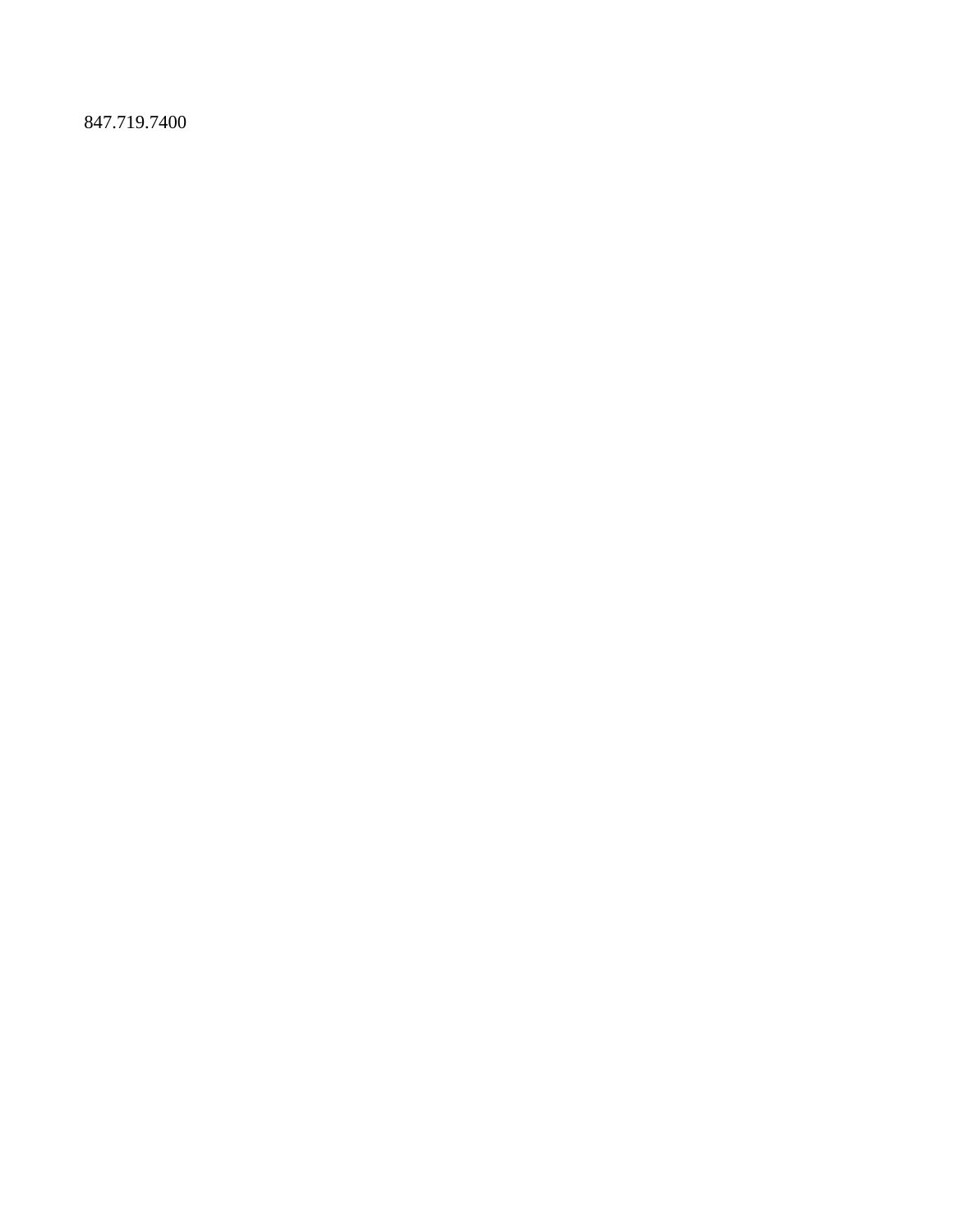847.719.7400